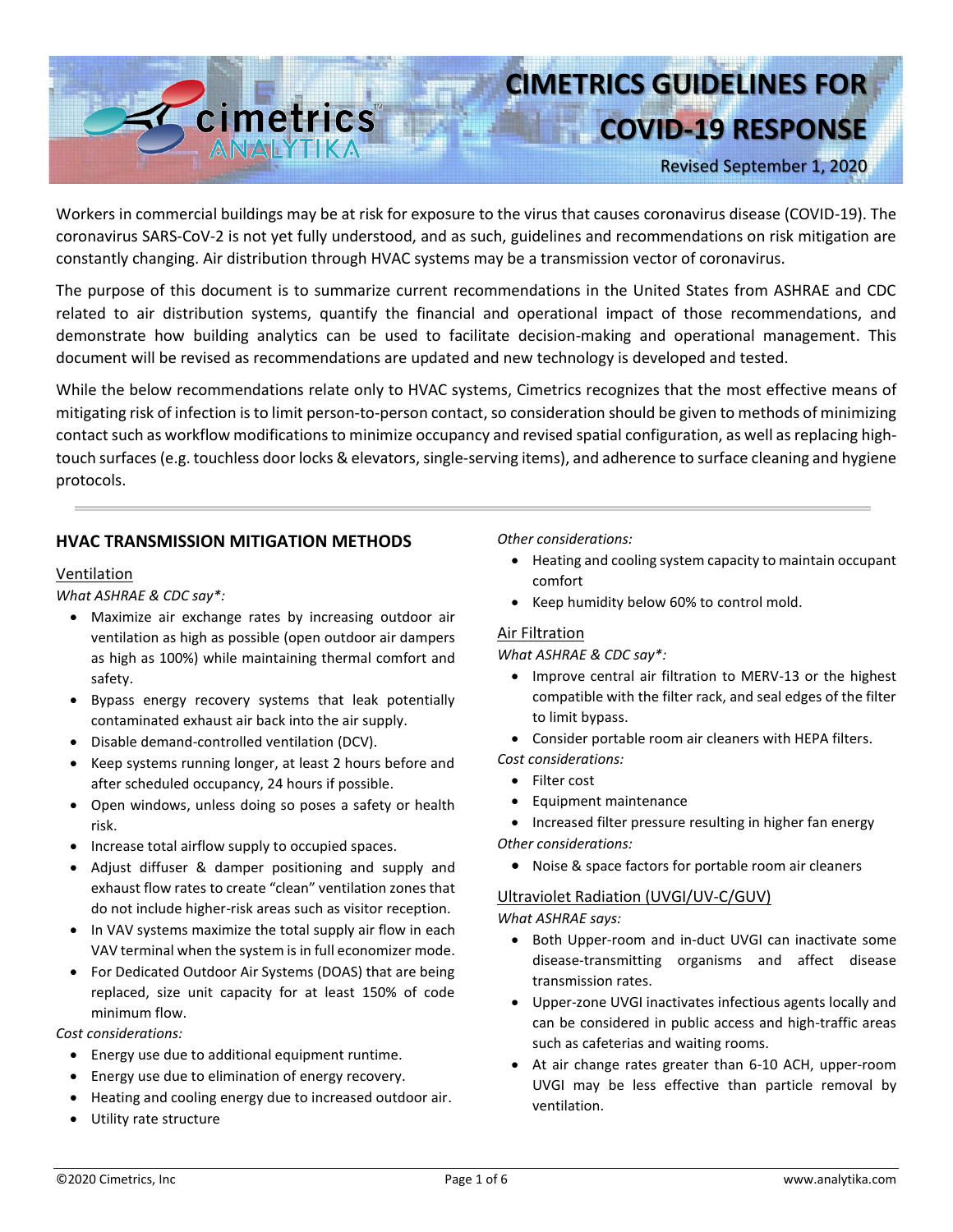# CIMETRICS GUIDELINES FOR COVID-19 RESPONSE

Revised September 1, 2020

Workers in commercial buildings may be at risk for exposure to the virus that causes coronavirus disease (COVID-19). The coronavirus SARS-CoV-2 is not yet fully understood, and as such, guidelines and recommendations on risk mitigation are constantly changing. Air distribution through HVAC systems may be a transmission vector of coronavirus.

The purpose of this document is to summarize current recommendations in the United States from ASHRAE and CDC related to air distribution systems, quantify the financial and operational impact of those recommendations, and demonstrate how building analytics can be used to facilitate decision-making and operational management. This document will be revised as recommendations are updated and new technology is developed and tested.

While the below recommendations relate only to HVAC systems, Cimetrics recognizes that the most effective means of mitigating risk of infection is to limit person-to-person contact, so consideration should be given to methods of minimizing contact such as workflow modifications to minimize occupancy and revised spatial configuration, as well as replacing high-touch surfaces (e.g. touchless door locks & elevators, single-serving items), and adherence to surface cleaning and hygiene protocols.

## HVAC TRANSMISSION MITIGATION METHODS

### Ventilation

*What ASHRAE & CDC say*:*

- Maximize air exchange rates by increasing outdoor air ventilation as high as possible (open outdoor air dampers as high as 100%) while maintaining thermal comfort and safety.
- Bypass energy recovery systems that leak potentially contaminated exhaust air back into the air supply.
- Disable demand-controlled ventilation (DCV).
- Keep systems running longer, at least 2 hours before and after scheduled occupancy, 24 hours if possible.
- Open windows, unless doing so poses a safety or health risk.
- Increase total airflow supply to occupied spaces.
- Adjust diffuser & damper positioning and supply and exhaust flow rates to create "clean" ventilation zones that do not include higher-risk areas such as visitor reception.
- In VAV systems maximize the total supply air flow in each VAV terminal when the system is in full economizer mode.
- For Dedicated Outdoor Air Systems (DOAS) that are being replaced, size unit capacity for at least 150% of code minimum flow.

*Cost considerations:*

- Energy use due to additional equipment runtime.
- Energy use due to elimination of energy recovery.
- Heating and cooling energy due to increased outdoor air.
- Utility rate structure

*Other considerations:*

- Heating and cooling system capacity to maintain occupant comfort
- Keep humidity below 60% to control mold.

### Air Filtration

*What ASHRAE & CDC say*:*

- Improve central air filtration to MERV-13 or the highest compatible with the filter rack, and seal edges of the filter to limit bypass.
- Consider portable room air cleaners with HEPA filters.

*Cost considerations:*

- Filter cost
- Equipment maintenance
- Increased filter pressure resulting in higher fan energy

*Other considerations:*

- Noise & space factors for portable room air cleaners

### Ultraviolet Radiation (UVGI/UV-C/GUV)

*What ASHRAE says:*

- Both Upper-room and in-duct UVGI can inactivate some disease-transmitting organisms and affect disease transmission rates.
- Upper-zone UVGI inactivates infectious agents locally and can be considered in public access and high-traffic areas such as cafeterias and waiting rooms.
- At air change rates greater than 6-10 ACH, upper-room UVGI may be less effective than particle removal by ventilation.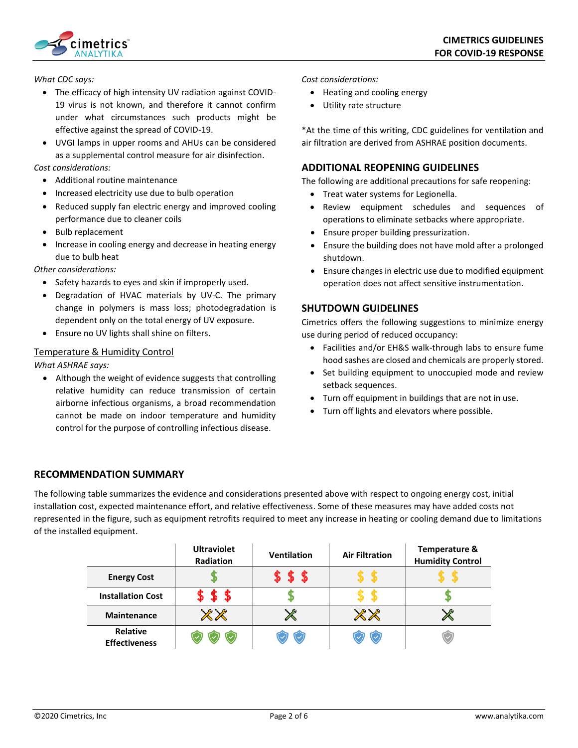*What CDC says:*

- The efficacy of high intensity UV radiation against COVID-19 virus is not known, and therefore it cannot confirm under what circumstances such products might be effective against the spread of COVID-19.
- UVGI lamps in upper rooms and AHUs can be considered as a supplemental control measure for air disinfection.

*Cost considerations:*

- Additional routine maintenance
- Increased electricity use due to bulb operation
- Reduced supply fan electric energy and improved cooling performance due to cleaner coils
- Bulb replacement
- Increase in cooling energy and decrease in heating energy due to bulb heat

*Other considerations:*

- Safety hazards to eyes and skin if improperly used.
- Degradation of HVAC materials by UV-C. The primary change in polymers is mass loss; photodegradation is dependent only on the total energy of UV exposure.
- Ensure no UV lights shall shine on filters.

### Temperature & Humidity Control

*What ASHRAE says:*

- Although the weight of evidence suggests that controlling relative humidity can reduce transmission of certain airborne infectious organisms, a broad recommendation cannot be made on indoor temperature and humidity control for the purpose of controlling infectious disease.

*Cost considerations:*

- Heating and cooling energy
- Utility rate structure

*At the time of this writing, CDC guidelines for ventilation and air filtration are derived from ASHRAE position documents.

## ADDITIONAL REOPENING GUIDELINES

The following are additional precautions for safe reopening:

- Treat water systems for Legionella.
- Review equipment schedules and sequences of operations to eliminate setbacks where appropriate.
- Ensure proper building pressurization.
- Ensure the building does not have mold after a prolonged shutdown.
- Ensure changes in electric use due to modified equipment operation does not affect sensitive instrumentation.

## SHUTDOWN GUIDELINES

Cimetrics offers the following suggestions to minimize energy use during period of reduced occupancy:

- Facilities and/or EH&S walk-through labs to ensure fume hood sashes are closed and chemicals are properly stored.
- Set building equipment to unoccupied mode and review setback sequences.
- Turn off equipment in buildings that are not in use.
- Turn off lights and elevators where possible.

## RECOMMENDATION SUMMARY

The following table summarizes the evidence and considerations presented above with respect to ongoing energy cost, initial installation cost, expected maintenance effort, and relative effectiveness. Some of these measures may have added costs not represented in the figure, such as equipment retrofits required to meet any increase in heating or cooling demand due to limitations of the installed equipment.

| | Ultraviolet Radiation | Ventilation | Air Filtration | Temperature & Humidity Control |
|---|---|---|---|---|
| **Energy Cost** | $ | $ $ $ | $ $ | $ $ |
| **Installation Cost** | $ $ $ | $ | $ $ | $ |
| **Maintenance** | ⚒⚒ | ⚒ | ⚒⚒ | ⚒ |
| **Relative Effectiveness** | 🛡🛡🛡 | 🛡🛡 | 🛡🛡 | 🛡 |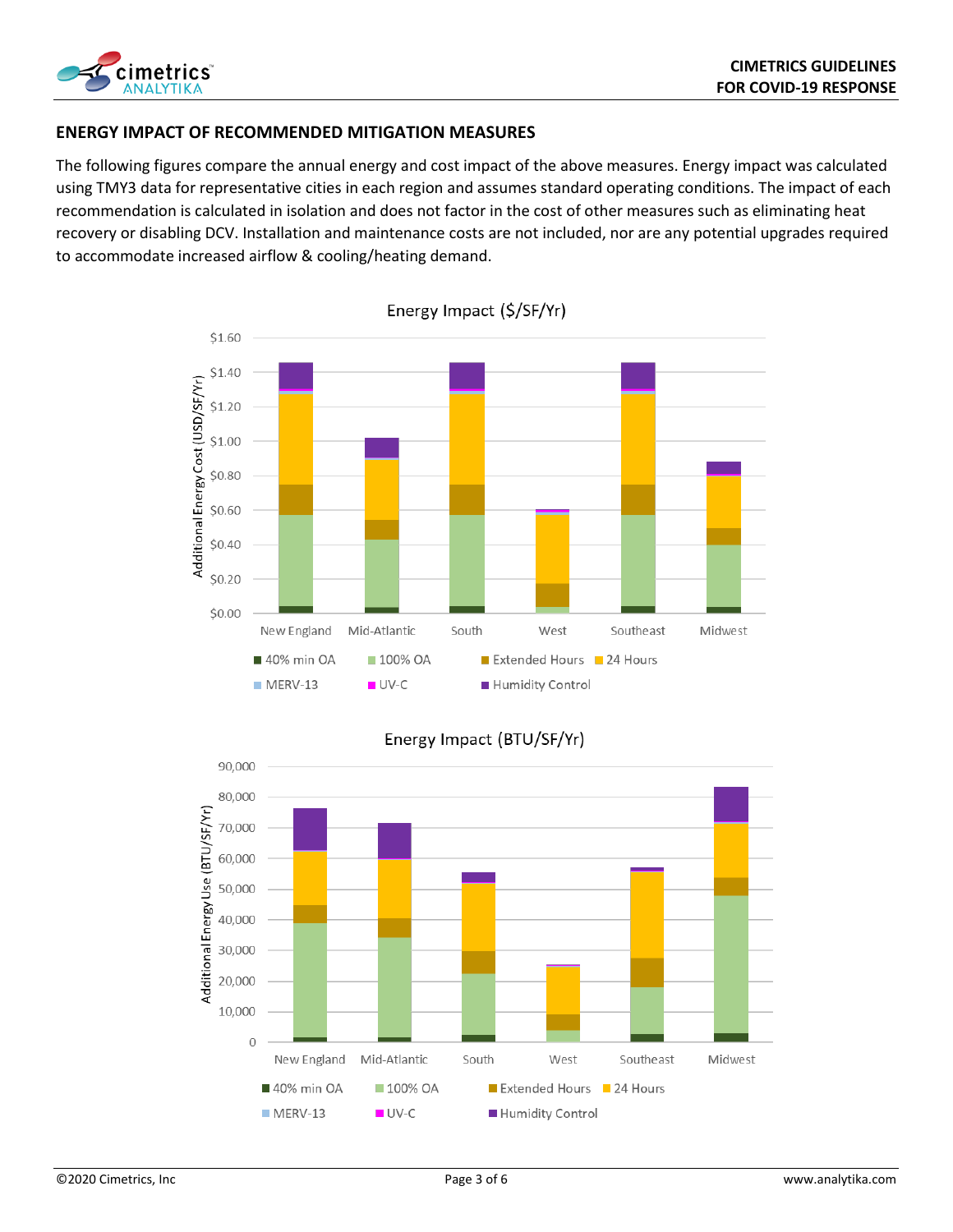## ENERGY IMPACT OF RECOMMENDED MITIGATION MEASURES

The following figures compare the annual energy and cost impact of the above measures. Energy impact was calculated using TMY3 data for representative cities in each region and assumes standard operating conditions. The impact of each recommendation is calculated in isolation and does not factor in the cost of other measures such as eliminating heat recovery or disabling DCV. Installation and maintenance costs are not included, nor are any potential upgrades required to accommodate increased airflow & cooling/heating demand.

Energy Impact ($/SF/Yr)

Energy Impact (BTU/SF/Yr)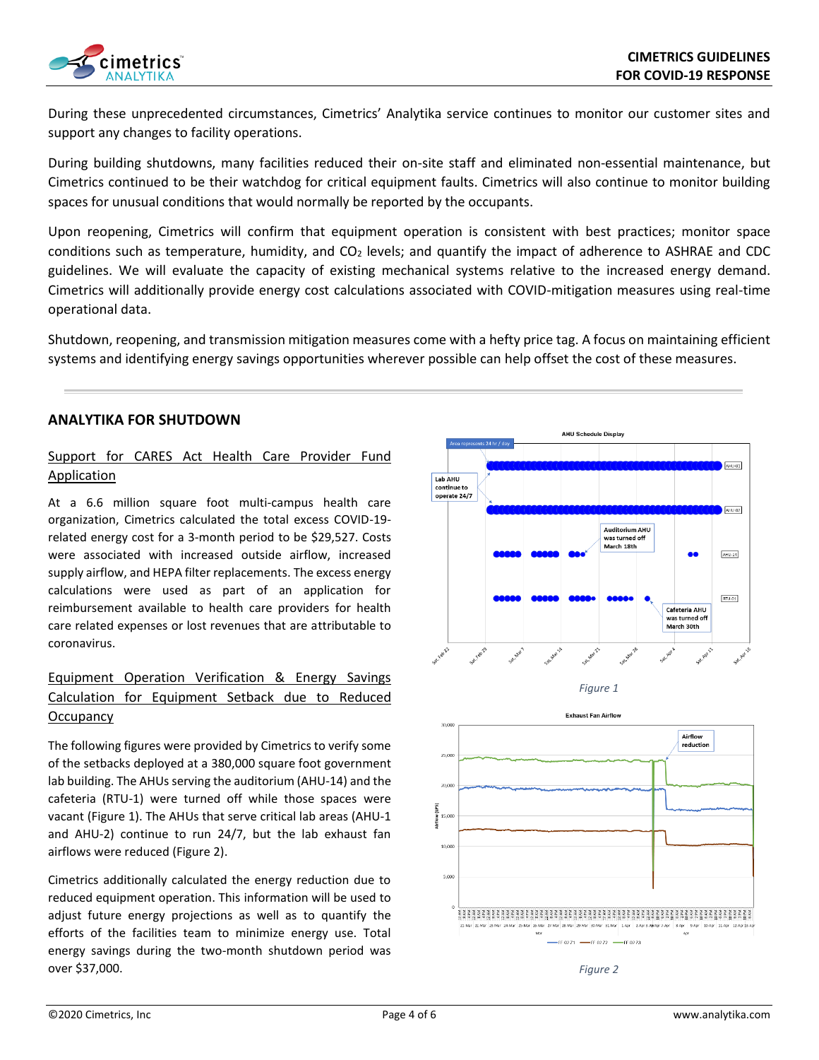During these unprecedented circumstances, Cimetrics' Analytika service continues to monitor our customer sites and support any changes to facility operations.

During building shutdowns, many facilities reduced their on-site staff and eliminated non-essential maintenance, but Cimetrics continued to be their watchdog for critical equipment faults. Cimetrics will also continue to monitor building spaces for unusual conditions that would normally be reported by the occupants.

Upon reopening, Cimetrics will confirm that equipment operation is consistent with best practices; monitor space conditions such as temperature, humidity, and $CO_2$ levels; and quantify the impact of adherence to ASHRAE and CDC guidelines. We will evaluate the capacity of existing mechanical systems relative to the increased energy demand. Cimetrics will additionally provide energy cost calculations associated with COVID-mitigation measures using real-time operational data.

Shutdown, reopening, and transmission mitigation measures come with a hefty price tag. A focus on maintaining efficient systems and identifying energy savings opportunities wherever possible can help offset the cost of these measures.

## ANALYTIKA FOR SHUTDOWN

### Support for CARES Act Health Care Provider Fund Application

At a 6.6 million square foot multi-campus health care organization, Cimetrics calculated the total excess COVID-19-related energy cost for a 3-month period to be $29,527. Costs were associated with increased outside airflow, increased supply airflow, and HEPA filter replacements. The excess energy calculations were used as part of an application for reimbursement available to health care providers for health care related expenses or lost revenues that are attributable to coronavirus.

### Equipment Operation Verification & Energy Savings Calculation for Equipment Setback due to Reduced Occupancy

The following figures were provided by Cimetrics to verify some of the setbacks deployed at a 380,000 square foot government lab building. The AHUs serving the auditorium (AHU-14) and the cafeteria (RTU-1) were turned off while those spaces were vacant (Figure 1). The AHUs that serve critical lab areas (AHU-1 and AHU-2) continue to run 24/7, but the lab exhaust fan airflows were reduced (Figure 2).

Cimetrics additionally calculated the energy reduction due to reduced equipment operation. This information will be used to adjust future energy projections as well as to quantify the efforts of the facilities team to minimize energy use. Total energy savings during the two-month shutdown period was over $37,000.

*Figure 1*

*Figure 2*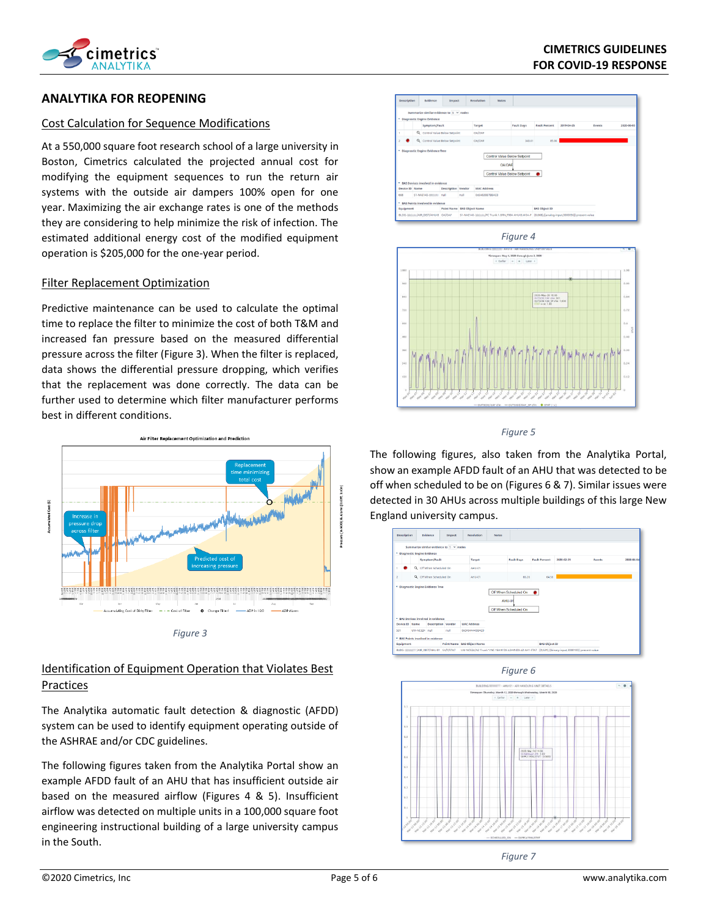## ANALYTIKA FOR REOPENING

### Cost Calculation for Sequence Modifications

At a 550,000 square foot research school of a large university in Boston, Cimetrics calculated the projected annual cost for modifying the equipment sequences to run the return air systems with the outside air dampers 100% open for one year. Maximizing the air exchange rates is one of the methods they are considering to help minimize the risk of infection. The estimated additional energy cost of the modified equipment operation is $205,000 for the one-year period.

### Filter Replacement Optimization

Predictive maintenance can be used to calculate the optimal time to replace the filter to minimize the cost of both T&M and increased fan pressure based on the measured differential pressure across the filter (Figure 3). When the filter is replaced, data shows the differential pressure dropping, which verifies that the replacement was done correctly. The data can be further used to determine which filter manufacturer performs best in different conditions.

*Figure 3*

### Identification of Equipment Operation that Violates Best Practices

The Analytika automatic fault detection & diagnostic (AFDD) system can be used to identify equipment operating outside of the ASHRAE and/or CDC guidelines.

The following figures taken from the Analytika Portal show an example AFDD fault of an AHU that has insufficient outside air based on the measured airflow (Figures 4 & 5). Insufficient airflow was detected on multiple units in a 100,000 square foot engineering instructional building of a large university campus in the South.

*Figure 4*

*Figure 5*

The following figures, also taken from the Analytika Portal, show an example AFDD fault of an AHU that was detected to be off when scheduled to be on (Figures 6 & 7). Similar issues were detected in 30 AHUs across multiple buildings of this large New England university campus.

*Figure 6*

*Figure 7*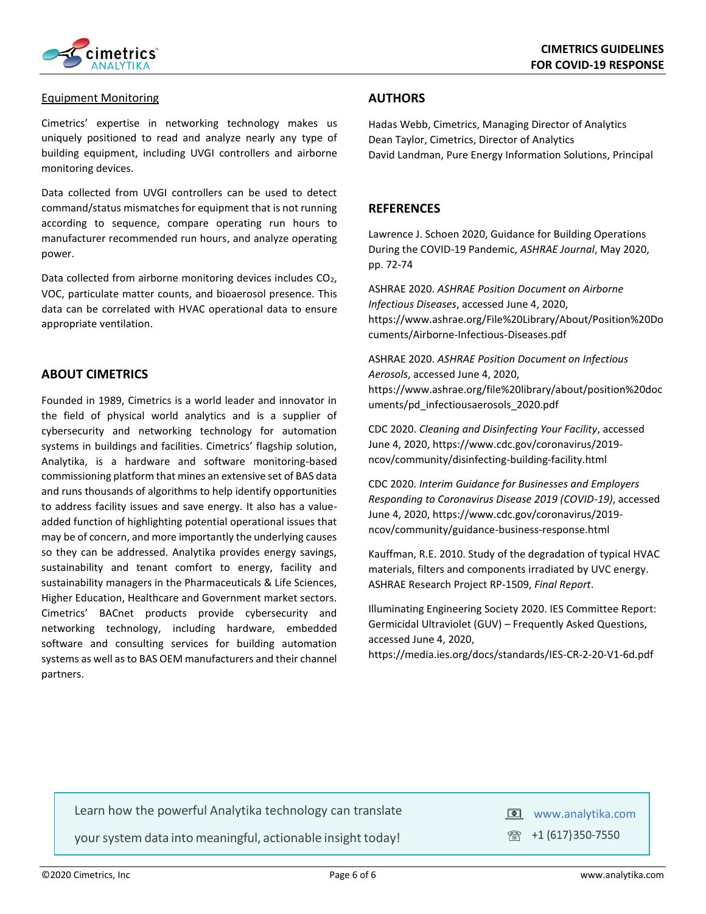### Equipment Monitoring

Cimetrics' expertise in networking technology makes us uniquely positioned to read and analyze nearly any type of building equipment, including UVGI controllers and airborne monitoring devices.

Data collected from UVGI controllers can be used to detect command/status mismatches for equipment that is not running according to sequence, compare operating run hours to manufacturer recommended run hours, and analyze operating power.

Data collected from airborne monitoring devices includes $CO_2$, VOC, particulate matter counts, and bioaerosol presence. This data can be correlated with HVAC operational data to ensure appropriate ventilation.

## ABOUT CIMETRICS

Founded in 1989, Cimetrics is a world leader and innovator in the field of physical world analytics and is a supplier of cybersecurity and networking technology for automation systems in buildings and facilities. Cimetrics' flagship solution, Analytika, is a hardware and software monitoring-based commissioning platform that mines an extensive set of BAS data and runs thousands of algorithms to help identify opportunities to address facility issues and save energy. It also has a value-added function of highlighting potential operational issues that may be of concern, and more importantly the underlying causes so they can be addressed. Analytika provides energy savings, sustainability and tenant comfort to energy, facility and sustainability managers in the Pharmaceuticals & Life Sciences, Higher Education, Healthcare and Government market sectors. Cimetrics' BACnet products provide cybersecurity and networking technology, including hardware, embedded software and consulting services for building automation systems as well as to BAS OEM manufacturers and their channel partners.

## AUTHORS

Hadas Webb, Cimetrics, Managing Director of Analytics
Dean Taylor, Cimetrics, Director of Analytics
David Landman, Pure Energy Information Solutions, Principal

## REFERENCES

Lawrence J. Schoen 2020, Guidance for Building Operations During the COVID-19 Pandemic, *ASHRAE Journal*, May 2020, pp. 72-74

ASHRAE 2020. *ASHRAE Position Document on Airborne Infectious Diseases*, accessed June 4, 2020, https://www.ashrae.org/File%20Library/About/Position%20Documents/Airborne-Infectious-Diseases.pdf

ASHRAE 2020. *ASHRAE Position Document on Infectious Aerosols*, accessed June 4, 2020, https://www.ashrae.org/file%20library/about/position%20documents/pd_infectiousaerosols_2020.pdf

CDC 2020. *Cleaning and Disinfecting Your Facility*, accessed June 4, 2020, https://www.cdc.gov/coronavirus/2019-ncov/community/disinfecting-building-facility.html

CDC 2020. *Interim Guidance for Businesses and Employers Responding to Coronavirus Disease 2019 (COVID-19)*, accessed June 4, 2020, https://www.cdc.gov/coronavirus/2019-ncov/community/guidance-business-response.html

Kauffman, R.E. 2010. Study of the degradation of typical HVAC materials, filters and components irradiated by UVC energy. ASHRAE Research Project RP-1509, *Final Report*.

Illuminating Engineering Society 2020. IES Committee Report: Germicidal Ultraviolet (GUV) – Frequently Asked Questions, accessed June 4, 2020, https://media.ies.org/docs/standards/IES-CR-2-20-V1-6d.pdf

Learn how the powerful Analytika technology can translate your system data into meaningful, actionable insight today!

www.analytika.com
+1 (617)350-7550